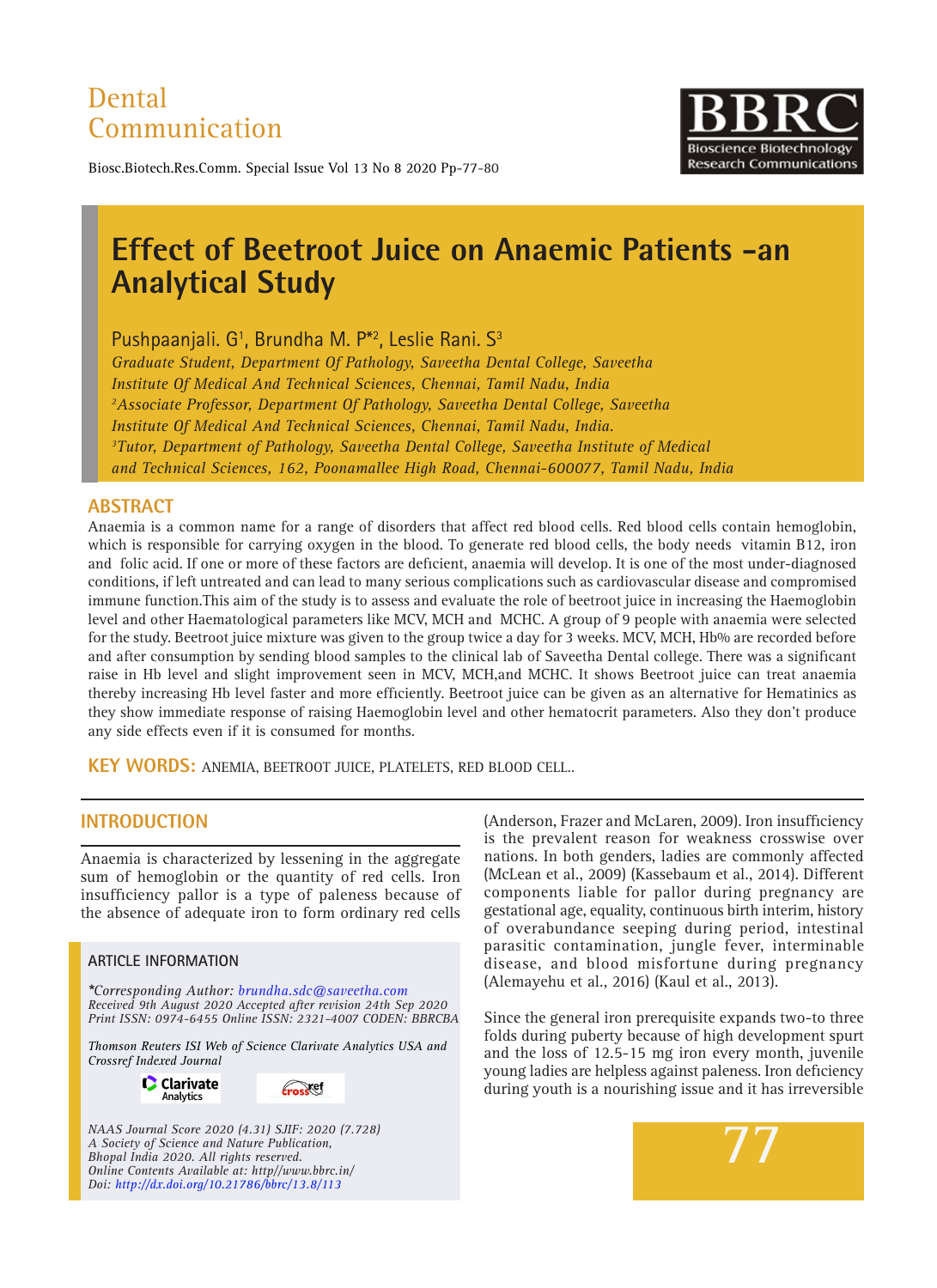Dental Communication

# Effect of Beetroot Juice on Anaemic Patients -an Analytical Study

Pushpaanjali. G[1], Brundha M. P*[2], Leslie Rani. S[3]

*Graduate Student, Department Of Pathology, Saveetha Dental College, Saveetha Institute Of Medical And Technical Sciences, Chennai, Tamil Nadu, India*
*[2]Associate Professor, Department Of Pathology, Saveetha Dental College, Saveetha Institute Of Medical And Technical Sciences, Chennai, Tamil Nadu, India.*
*[3]Tutor, Department of Pathology, Saveetha Dental College, Saveetha Institute of Medical and Technical Sciences, 162, Poonamallee High Road, Chennai-600077, Tamil Nadu, India*

## ABSTRACT

Anaemia is a common name for a range of disorders that affect red blood cells. Red blood cells contain hemoglobin, which is responsible for carrying oxygen in the blood. To generate red blood cells, the body needs vitamin B12, iron and folic acid. If one or more of these factors are deficient, anaemia will develop. It is one of the most under-diagnosed conditions, if left untreated and can lead to many serious complications such as cardiovascular disease and compromised immune function.This aim of the study is to assess and evaluate the role of beetroot juice in increasing the Haemoglobin level and other Haematological parameters like MCV, MCH and MCHC. A group of 9 people with anaemia were selected for the study. Beetroot juice mixture was given to the group twice a day for 3 weeks. MCV, MCH, Hb% are recorded before and after consumption by sending blood samples to the clinical lab of Saveetha Dental college. There was a significant raise in Hb level and slight improvement seen in MCV, MCH,and MCHC. It shows Beetroot juice can treat anaemia thereby increasing Hb level faster and more efficiently. Beetroot juice can be given as an alternative for Hematinics as they show immediate response of raising Haemoglobin level and other hematocrit parameters. Also they don't produce any side effects even if it is consumed for months.

**KEY WORDS:** ANEMIA, BEETROOT JUICE, PLATELETS, RED BLOOD CELL..

## INTRODUCTION

Anaemia is characterized by lessening in the aggregate sum of hemoglobin or the quantity of red cells. Iron insufficiency pallor is a type of paleness because of the absence of adequate iron to form ordinary red cells (Anderson, Frazer and McLaren, 2009). Iron insufficiency is the prevalent reason for weakness crosswise over nations. In both genders, ladies are commonly affected (McLean et al., 2009) (Kassebaum et al., 2014). Different components liable for pallor during pregnancy are gestational age, equality, continuous birth interim, history of overabundance seeping during period, intestinal parasitic contamination, jungle fever, interminable disease, and blood misfortune during pregnancy (Alemayehu et al., 2016) (Kaul et al., 2013).

Since the general iron prerequisite expands two-to three folds during puberty because of high development spurt and the loss of 12.5-15 mg iron every month, juvenile young ladies are helpless against paleness. Iron deficiency during youth is a nourishing issue and it has irreversible

### ARTICLE INFORMATION

*\*Corresponding Author: brundha.sdc@saveetha.com*
*Received 9th August 2020 Accepted after revision 24th Sep 2020*
*Print ISSN: 0974-6455 Online ISSN: 2321-4007 CODEN: BBRCBA*

*Thomson Reuters ISI Web of Science Clarivate Analytics USA and Crossref Indexed Journal*

*NAAS Journal Score 2020 (4.31) SJIF: 2020 (7.728)*
*A Society of Science and Nature Publication,*
*Bhopal India 2020. All rights reserved.*
*Online Contents Available at: http//www.bbrc.in/*
*Doi: http://dx.doi.org/10.21786/bbrc/13.8/113*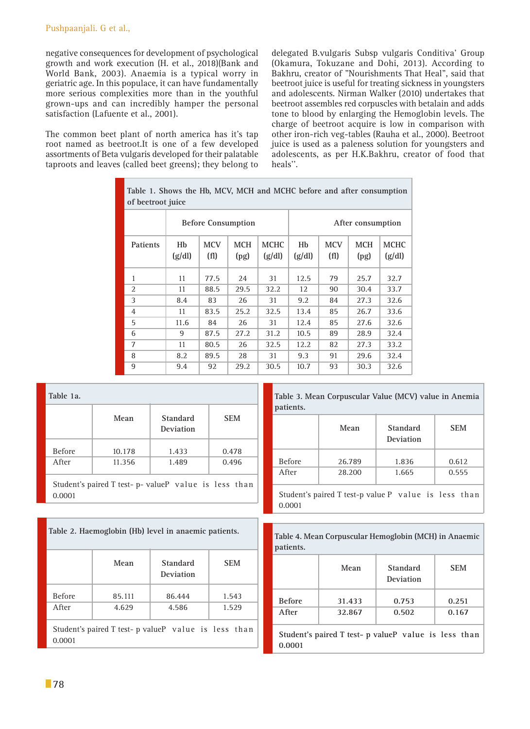negative consequences for development of psychological growth and work execution (H. et al., 2018)(Bank and World Bank, 2003). Anaemia is a typical worry in geriatric age. In this populace, it can have fundamentally more serious complexities more than in the youthful grown-ups and can incredibly hamper the personal satisfaction (Lafuente et al., 2001).

The common beet plant of north america has it's tap root named as beetroot.It is one of a few developed assortments of Beta vulgaris developed for their palatable taproots and leaves (called beet greens); they belong to delegated B.vulgaris Subsp vulgaris Conditiva' Group (Okamura, Tokuzane and Dohi, 2013). According to Bakhru, creator of "Nourishments That Heal", said that beetroot juice is useful for treating sickness in youngsters and adolescents. Nirman Walker (2010) undertakes that beetroot assembles red corpuscles with betalain and adds tone to blood by enlarging the Hemoglobin levels. The charge of beetroot acquire is low in comparison with other iron-rich veg-tables (Rauha et al., 2000). Beetroot juice is used as a paleness solution for youngsters and adolescents, as per H.K.Bakhru, creator of food that heals''.

Table 1. Shows the Hb, MCV, MCH and MCHC before and after consumption of beetroot juice

| | Before Consumption | | | | After consumption | | | |
|---|---|---|---|---|---|---|---|---|
| Patients | Hb (g/dl) | MCV (fl) | MCH (pg) | MCHC (g/dl) | Hb (g/dl) | MCV (fl) | MCH (pg) | MCHC (g/dl) |
| 1 | 11 | 77.5 | 24 | 31 | 12.5 | 79 | 25.7 | 32.7 |
| 2 | 11 | 88.5 | 29.5 | 32.2 | 12 | 90 | 30.4 | 33.7 |
| 3 | 8.4 | 83 | 26 | 31 | 9.2 | 84 | 27.3 | 32.6 |
| 4 | 11 | 83.5 | 25.2 | 32.5 | 13.4 | 85 | 26.7 | 33.6 |
| 5 | 11.6 | 84 | 26 | 31 | 12.4 | 85 | 27.6 | 32.6 |
| 6 | 9 | 87.5 | 27.2 | 31.2 | 10.5 | 89 | 28.9 | 32.4 |
| 7 | 11 | 80.5 | 26 | 32.5 | 12.2 | 82 | 27.3 | 33.2 |
| 8 | 8.2 | 89.5 | 28 | 31 | 9.3 | 91 | 29.6 | 32.4 |
| 9 | 9.4 | 92 | 29.2 | 30.5 | 10.7 | 93 | 30.3 | 32.6 |

Table 1a.

| | Mean | Standard Deviation | SEM |
|---|---|---|---|
| Before | 10.178 | 1.433 | 0.478 |
| After | 11.356 | 1.489 | 0.496 |

Student's paired T test- p- valueP value is less than 0.0001

Table 2. Haemoglobin (Hb) level in anaemic patients.

| | Mean | Standard Deviation | SEM |
|---|---|---|---|
| Before | 85.111 | 86.444 | 1.543 |
| After | 4.629 | 4.586 | 1.529 |

Student's paired T test- p valueP value is less than 0.0001

Table 3. Mean Corpuscular Value (MCV) value in Anemia patients.

| | Mean | Standard Deviation | SEM |
|---|---|---|---|
| Before | 26.789 | 1.836 | 0.612 |
| After | 28.200 | 1.665 | 0.555 |

Student's paired T test-p value P value is less than 0.0001

Table 4. Mean Corpuscular Hemoglobin (MCH) in Anaemic patients.

| | Mean | Standard Deviation | SEM |
|---|---|---|---|
| Before | 31.433 | 0.753 | 0.251 |
| After | 32.867 | 0.502 | 0.167 |

Student's paired T test- p valueP value is less than 0.0001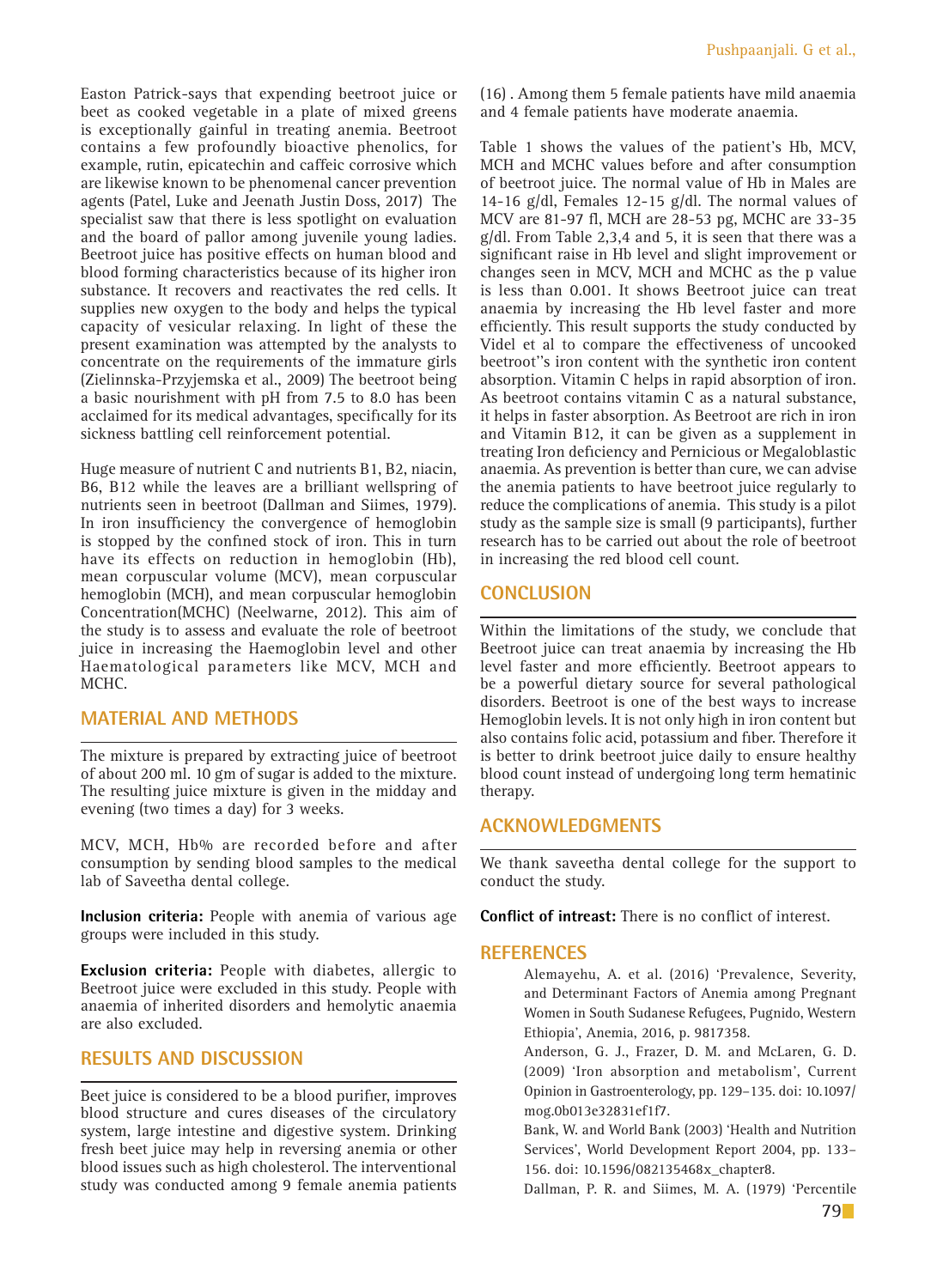Easton Patrick-says that expending beetroot juice or beet as cooked vegetable in a plate of mixed greens is exceptionally gainful in treating anemia. Beetroot contains a few profoundly bioactive phenolics, for example, rutin, epicatechin and caffeic corrosive which are likewise known to be phenomenal cancer prevention agents (Patel, Luke and Jeenath Justin Doss, 2017) The specialist saw that there is less spotlight on evaluation and the board of pallor among juvenile young ladies. Beetroot juice has positive effects on human blood and blood forming characteristics because of its higher iron substance. It recovers and reactivates the red cells. It supplies new oxygen to the body and helps the typical capacity of vesicular relaxing. In light of these the present examination was attempted by the analysts to concentrate on the requirements of the immature girls (Zielinnska-Przyjemska et al., 2009) The beetroot being a basic nourishment with pH from 7.5 to 8.0 has been acclaimed for its medical advantages, specifically for its sickness battling cell reinforcement potential.

Huge measure of nutrient C and nutrients B1, B2, niacin, B6, B12 while the leaves are a brilliant wellspring of nutrients seen in beetroot (Dallman and Siimes, 1979). In iron insufficiency the convergence of hemoglobin is stopped by the confined stock of iron. This in turn have its effects on reduction in hemoglobin (Hb), mean corpuscular volume (MCV), mean corpuscular hemoglobin (MCH), and mean corpuscular hemoglobin Concentration(MCHC) (Neelwarne, 2012). This aim of the study is to assess and evaluate the role of beetroot juice in increasing the Haemoglobin level and other Haematological parameters like MCV, MCH and MCHC.

## MATERIAL AND METHODS

The mixture is prepared by extracting juice of beetroot of about 200 ml. 10 gm of sugar is added to the mixture. The resulting juice mixture is given in the midday and evening (two times a day) for 3 weeks.

MCV, MCH, Hb% are recorded before and after consumption by sending blood samples to the medical lab of Saveetha dental college.

**Inclusion criteria:** People with anemia of various age groups were included in this study.

**Exclusion criteria:** People with diabetes, allergic to Beetroot juice were excluded in this study. People with anaemia of inherited disorders and hemolytic anaemia are also excluded.

## RESULTS AND DISCUSSION

Beet juice is considered to be a blood purifier, improves blood structure and cures diseases of the circulatory system, large intestine and digestive system. Drinking fresh beet juice may help in reversing anemia or other blood issues such as high cholesterol. The interventional study was conducted among 9 female anemia patients (16) . Among them 5 female patients have mild anaemia and 4 female patients have moderate anaemia.

Table 1 shows the values of the patient's Hb, MCV, MCH and MCHC values before and after consumption of beetroot juice. The normal value of Hb in Males are 14-16 g/dl, Females 12-15 g/dl. The normal values of MCV are 81-97 fl, MCH are 28-53 pg, MCHC are 33-35 g/dl. From Table 2,3,4 and 5, it is seen that there was a significant raise in Hb level and slight improvement or changes seen in MCV, MCH and MCHC as the p value is less than 0.001. It shows Beetroot juice can treat anaemia by increasing the Hb level faster and more efficiently. This result supports the study conducted by Videl et al to compare the effectiveness of uncooked beetroot''s iron content with the synthetic iron content absorption. Vitamin C helps in rapid absorption of iron. As beetroot contains vitamin C as a natural substance, it helps in faster absorption. As Beetroot are rich in iron and Vitamin B12, it can be given as a supplement in treating Iron deficiency and Pernicious or Megaloblastic anaemia. As prevention is better than cure, we can advise the anemia patients to have beetroot juice regularly to reduce the complications of anemia. This study is a pilot study as the sample size is small (9 participants), further research has to be carried out about the role of beetroot in increasing the red blood cell count.

## CONCLUSION

Within the limitations of the study, we conclude that Beetroot juice can treat anaemia by increasing the Hb level faster and more efficiently. Beetroot appears to be a powerful dietary source for several pathological disorders. Beetroot is one of the best ways to increase Hemoglobin levels. It is not only high in iron content but also contains folic acid, potassium and fiber. Therefore it is better to drink beetroot juice daily to ensure healthy blood count instead of undergoing long term hematinic therapy.

## ACKNOWLEDGMENTS

We thank saveetha dental college for the support to conduct the study.

**Conflict of intreast:** There is no conflict of interest.

## REFERENCES

Alemayehu, A. et al. (2016) 'Prevalence, Severity, and Determinant Factors of Anemia among Pregnant Women in South Sudanese Refugees, Pugnido, Western Ethiopia', Anemia, 2016, p. 9817358.

Anderson, G. J., Frazer, D. M. and McLaren, G. D. (2009) 'Iron absorption and metabolism', Current Opinion in Gastroenterology, pp. 129–135. doi: 10.1097/mog.0b013e32831ef1f7.

Bank, W. and World Bank (2003) 'Health and Nutrition Services', World Development Report 2004, pp. 133–156. doi: 10.1596/082135468x_chapter8.

Dallman, P. R. and Siimes, M. A. (1979) 'Percentile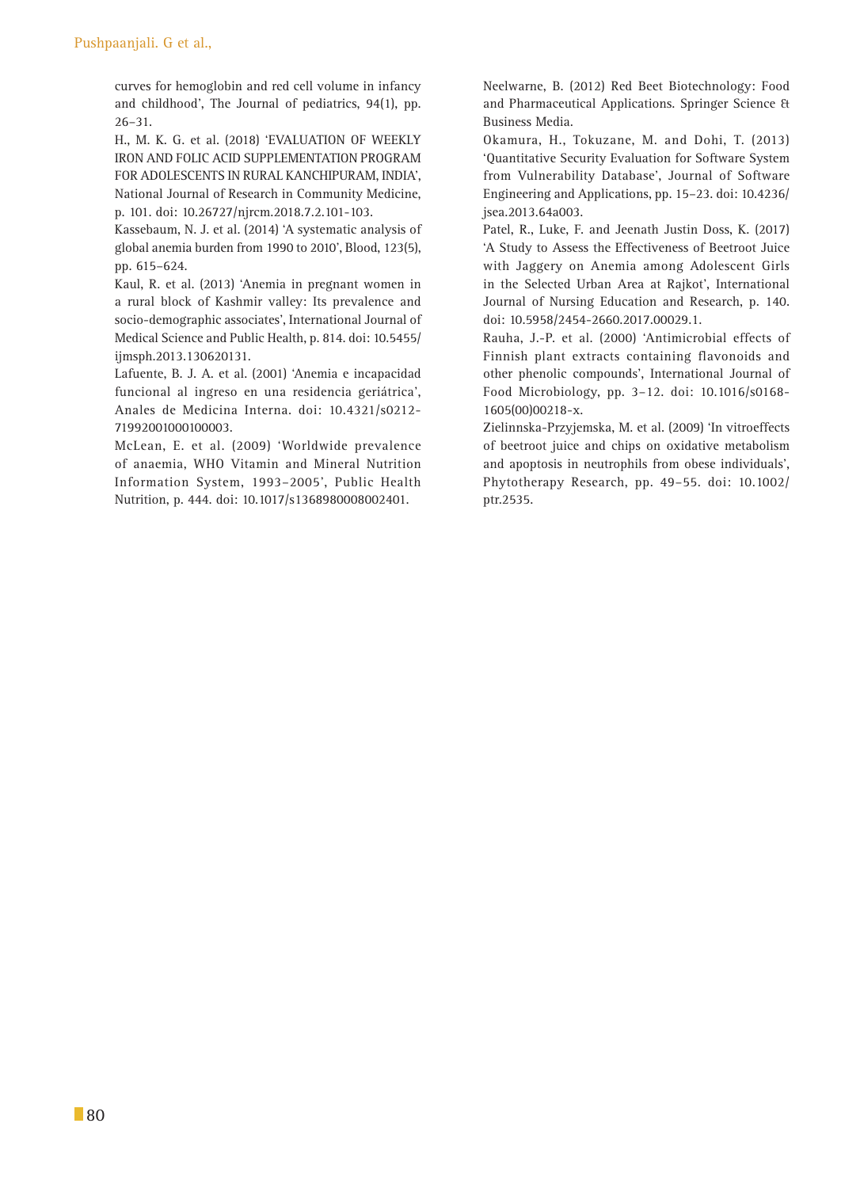curves for hemoglobin and red cell volume in infancy and childhood', The Journal of pediatrics, 94(1), pp. 26–31.

H., M. K. G. et al. (2018) 'EVALUATION OF WEEKLY IRON AND FOLIC ACID SUPPLEMENTATION PROGRAM FOR ADOLESCENTS IN RURAL KANCHIPURAM, INDIA', National Journal of Research in Community Medicine, p. 101. doi: 10.26727/njrcm.2018.7.2.101-103.

Kassebaum, N. J. et al. (2014) 'A systematic analysis of global anemia burden from 1990 to 2010', Blood, 123(5), pp. 615–624.

Kaul, R. et al. (2013) 'Anemia in pregnant women in a rural block of Kashmir valley: Its prevalence and socio-demographic associates', International Journal of Medical Science and Public Health, p. 814. doi: 10.5455/ijmsph.2013.130620131.

Lafuente, B. J. A. et al. (2001) 'Anemia e incapacidad funcional al ingreso en una residencia geriátrica', Anales de Medicina Interna. doi: 10.4321/s0212-71992001000100003.

McLean, E. et al. (2009) 'Worldwide prevalence of anaemia, WHO Vitamin and Mineral Nutrition Information System, 1993–2005', Public Health Nutrition, p. 444. doi: 10.1017/s1368980008002401.

Neelwarne, B. (2012) Red Beet Biotechnology: Food and Pharmaceutical Applications. Springer Science & Business Media.

Okamura, H., Tokuzane, M. and Dohi, T. (2013) 'Quantitative Security Evaluation for Software System from Vulnerability Database', Journal of Software Engineering and Applications, pp. 15–23. doi: 10.4236/jsea.2013.64a003.

Patel, R., Luke, F. and Jeenath Justin Doss, K. (2017) 'A Study to Assess the Effectiveness of Beetroot Juice with Jaggery on Anemia among Adolescent Girls in the Selected Urban Area at Rajkot', International Journal of Nursing Education and Research, p. 140. doi: 10.5958/2454-2660.2017.00029.1.

Rauha, J.-P. et al. (2000) 'Antimicrobial effects of Finnish plant extracts containing flavonoids and other phenolic compounds', International Journal of Food Microbiology, pp. 3–12. doi: 10.1016/s0168-1605(00)00218-x.

Zielinnska-Przyjemska, M. et al. (2009) 'In vitroeffects of beetroot juice and chips on oxidative metabolism and apoptosis in neutrophils from obese individuals', Phytotherapy Research, pp. 49–55. doi: 10.1002/ptr.2535.